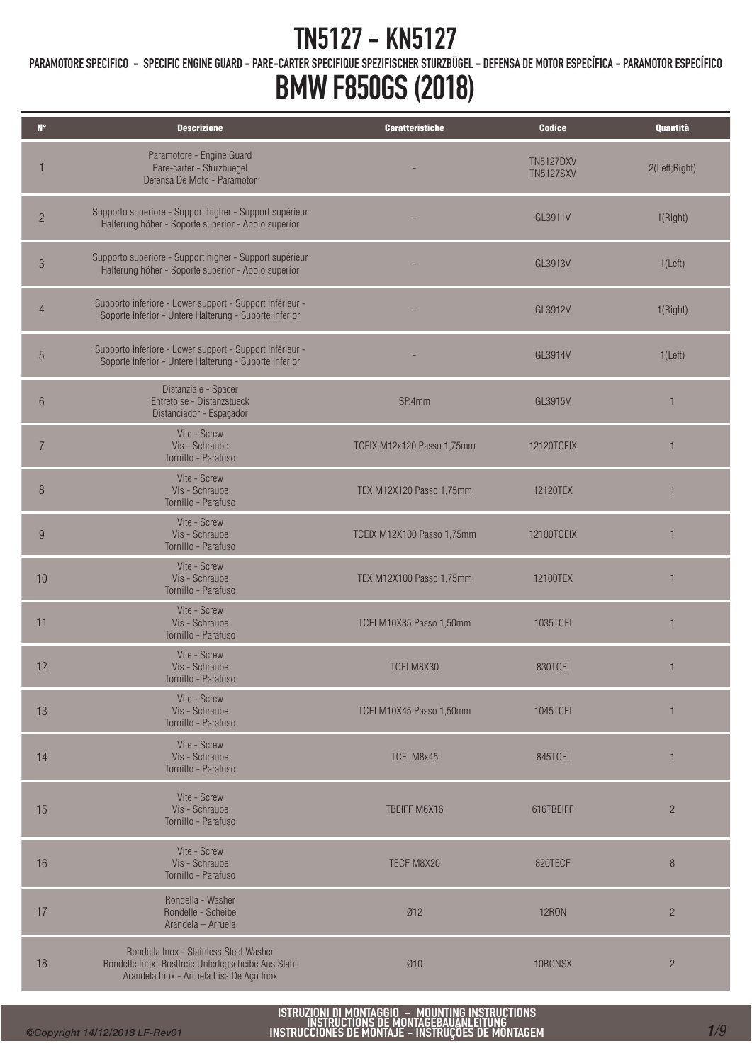# TN5127 - KN5127

PARAMOTORE SPECIFICO - SPECIFIC ENGINE GUARD - PARE-CARTER SPECIFIQUE SPEZIFISCHER STURZBÜGEL - DEFENSA DE MOTOR ESPECÍFICA - PARAMOTOR ESPECÍFICO

# BMW F850GS (2018)

| N° | Descrizione | Caratteristiche | Codice | Quantità |
|---|---|---|---|---|
| 1 | Paramotore - Engine Guard Pare-carter - Sturzbuegel Defensa De Moto - Paramotor | - | TN5127DXV TN5127SXV | 2(Left;Right) |
| 2 | Supporto superiore - Support higher - Support supérieur Halterung höher - Soporte superior - Apoio superior | - | GL3911V | 1(Right) |
| 3 | Supporto superiore - Support higher - Support supérieur Halterung höher - Soporte superior - Apoio superior | - | GL3913V | 1(Left) |
| 4 | Supporto inferiore - Lower support - Support inférieur - Soporte inferior - Untere Halterung - Suporte inferior | - | GL3912V | 1(Right) |
| 5 | Supporto inferiore - Lower support - Support inférieur - Soporte inferior - Untere Halterung - Suporte inferior | - | GL3914V | 1(Left) |
| 6 | Distanziale - Spacer Entretoise - Distanzstueck Distanciador - Espaçador | SP.4mm | GL3915V | 1 |
| 7 | Vite - Screw Vis - Schraube Tornillo - Parafuso | TCEIX M12x120 Passo 1,75mm | 12120TCEIX | 1 |
| 8 | Vite - Screw Vis - Schraube Tornillo - Parafuso | TEX M12X120 Passo 1,75mm | 12120TEX | 1 |
| 9 | Vite - Screw Vis - Schraube Tornillo - Parafuso | TCEIX M12X100 Passo 1,75mm | 12100TCEIX | 1 |
| 10 | Vite - Screw Vis - Schraube Tornillo - Parafuso | TEX M12X100 Passo 1,75mm | 12100TEX | 1 |
| 11 | Vite - Screw Vis - Schraube Tornillo - Parafuso | TCEI M10X35 Passo 1,50mm | 1035TCEI | 1 |
| 12 | Vite - Screw Vis - Schraube Tornillo - Parafuso | TCEI M8X30 | 830TCEI | 1 |
| 13 | Vite - Screw Vis - Schraube Tornillo - Parafuso | TCEI M10X45 Passo 1,50mm | 1045TCEI | 1 |
| 14 | Vite - Screw Vis - Schraube Tornillo - Parafuso | TCEI M8x45 | 845TCEI | 1 |
| 15 | Vite - Screw Vis - Schraube Tornillo - Parafuso | TBEIFF M6X16 | 616TBEIFF | 2 |
| 16 | Vite - Screw Vis - Schraube Tornillo - Parafuso | TECF M8X20 | 820TECF | 8 |
| 17 | Rondella - Washer Rondelle - Scheibe Arandela – Arruela | Ø12 | 12RON | 2 |
| 18 | Rondella Inox - Stainless Steel Washer Rondelle Inox -Rostfreie Unterlegscheibe Aus Stahl Arandela Inox - Arruela Lisa De Aço Inox | Ø10 | 10RONSX | 2 |

ISTRUZIONI DI MONTAGGIO - MOUNTING INSTRUCTIONS
INSTRUCTIONS DE MONTAGEBAUANLEITUNG
INSTRUCCIONES DE MONTAJE – INSTRUÇÕES DE MONTAGEM

©Copyright 14/12/2018 LF-Rev01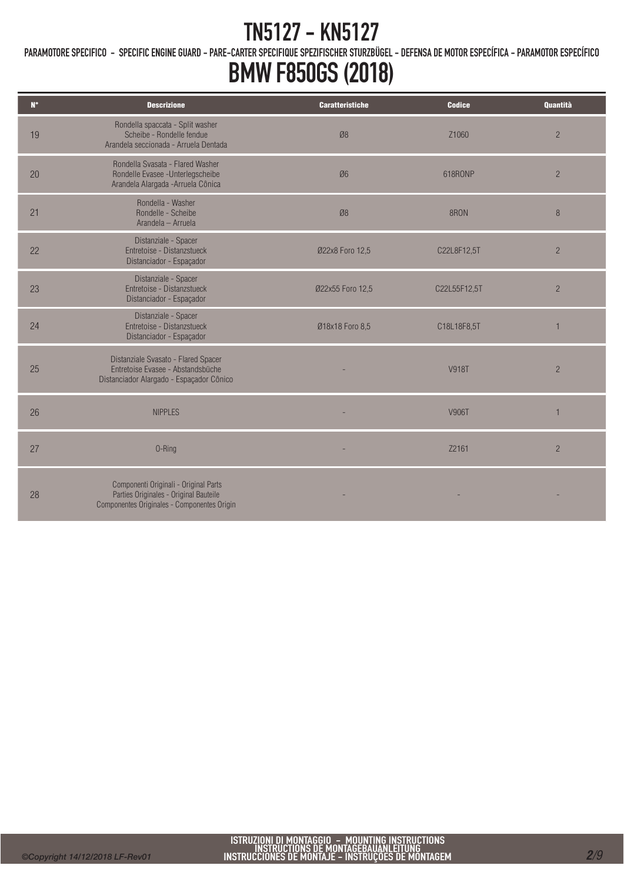# TN5127 - KN5127

PARAMOTORE SPECIFICO - SPECIFIC ENGINE GUARD - PARE-CARTER SPECIFIQUE SPEZIFISCHER STURZBÜGEL - DEFENSA DE MOTOR ESPECÍFICA - PARAMOTOR ESPECÍFICO

# BMW F850GS (2018)

| N° | Descrizione | Caratteristiche | Codice | Quantità |
|---|---|---|---|---|
| 19 | Rondella spaccata - Split washer<br>Scheibe - Rondelle fendue<br>Arandela seccionada - Arruela Dentada | Ø8 | Z1060 | 2 |
| 20 | Rondella Svasata - Flared Washer<br>Rondelle Evasee -Unterlegscheibe<br>Arandela Alargada -Arruela Cônica | Ø6 | 618RONP | 2 |
| 21 | Rondella - Washer<br>Rondelle - Scheibe<br>Arandela – Arruela | Ø8 | 8RON | 8 |
| 22 | Distanziale - Spacer<br>Entretoise - Distanzstueck<br>Distanciador - Espaçador | Ø22x8 Foro 12,5 | C22L8F12,5T | 2 |
| 23 | Distanziale - Spacer<br>Entretoise - Distanzstueck<br>Distanciador - Espaçador | Ø22x55 Foro 12,5 | C22L55F12,5T | 2 |
| 24 | Distanziale - Spacer<br>Entretoise - Distanzstueck<br>Distanciador - Espaçador | Ø18x18 Foro 8,5 | C18L18F8,5T | 1 |
| 25 | Distanziale Svasato - Flared Spacer<br>Entretoise Evasee - Abstandsbüche<br>Distanciador Alargado - Espaçador Cônico | - | V918T | 2 |
| 26 | NIPPLES | - | V906T | 1 |
| 27 | O-Ring | - | Z2161 | 2 |
| 28 | Componenti Originali - Original Parts<br>Parties Originales - Original Bauteile<br>Componentes Originales - Componentes Origin | - | - | - |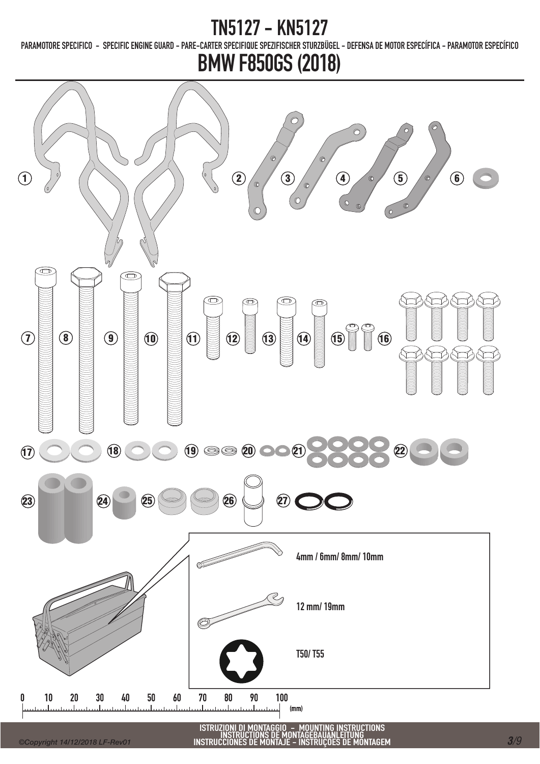# TN5127 - KN5127

PARAMOTORE SPECIFICO - SPECIFIC ENGINE GUARD - PARE-CARTER SPECIFIQUE SPEZIFISCHER STURZBÜGEL - DEFENSA DE MOTOR ESPECÍFICA - PARAMOTOR ESPECÍFICO

# BMW F850GS (2018)

1 2 3 4 5 6

7 8 9 10 11 12 13 14 15 16

17 18 19 20 21 22

23 24 25 26 27

4mm / 6mm/ 8mm/ 10mm

12 mm/ 19mm

T50/ T55

0 10 20 30 40 50 60 70 80 90 100 (mm)

ISTRUZIONI DI MONTAGGIO - MOUNTING INSTRUCTIONS
INSTRUCTIONS DE MONTAGEBAUANLEITUNG
INSTRUCCIONES DE MONTAJE - INSTRUÇÕES DE MONTAGEM

©Copyright 14/12/2018 LF-Rev01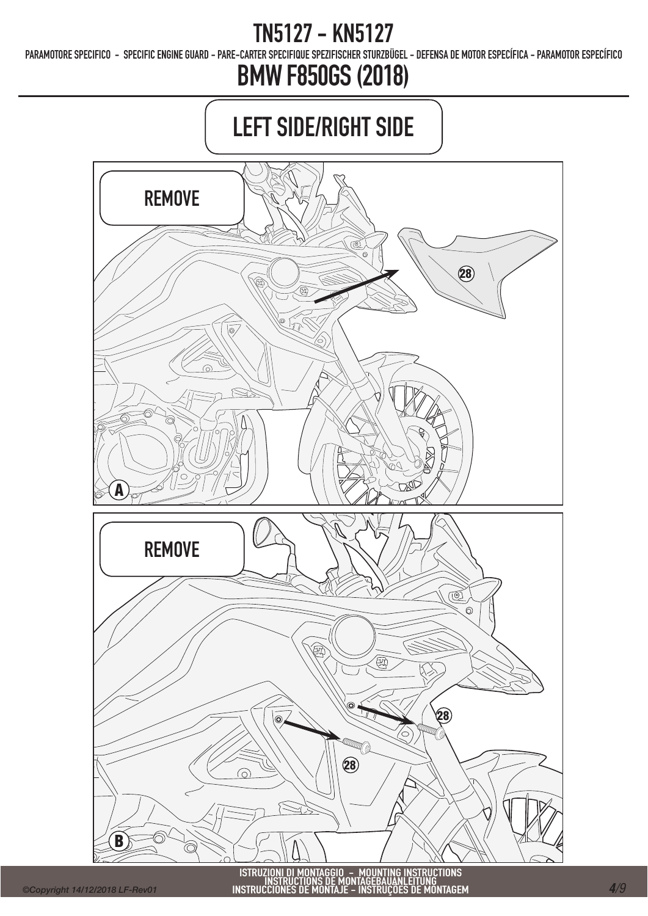# TN5127 - KN5127

PARAMOTORE SPECIFICO - SPECIFIC ENGINE GUARD - PARE-CARTER SPECIFIQUE SPEZIFISCHER STURZBÜGEL - DEFENSA DE MOTOR ESPECÍFICA - PARAMOTOR ESPECÍFICO

# BMW F850GS (2018)

## LEFT SIDE/RIGHT SIDE

REMOVE

28

A

REMOVE

28

28

B

ISTRUZIONI DI MONTAGGIO - MOUNTING INSTRUCTIONS
INSTRUCTIONS DE MONTAGEBAUANLEITUNG
INSTRUCCIONES DE MONTAJE - INSTRUÇÕES DE MONTAGEM

©Copyright 14/12/2018 LF-Rev01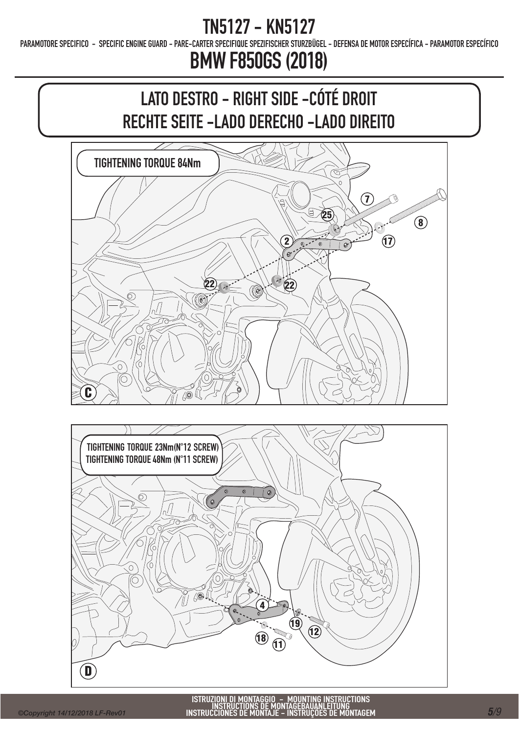# TN5127 - KN5127

PARAMOTORE SPECIFICO - SPECIFIC ENGINE GUARD - PARE-CARTER SPECIFIQUE SPEZIFISCHER STURZBÜGEL - DEFENSA DE MOTOR ESPECÍFICA - PARAMOTOR ESPECÍFICO

# BMW F850GS (2018)

## LATO DESTRO - RIGHT SIDE -CÓTÉ DROIT RECHTE SEITE -LADO DERECHO -LADO DIREITO

TIGHTENING TORQUE 84Nm

7, 25, 8, 2, 17, 22, 22

C

TIGHTENING TORQUE 23Nm(N°12 SCREW)
TIGHTENING TORQUE 48Nm (N°11 SCREW)

4, 19, 12, 18, 11

D

ISTRUZIONI DI MONTAGGIO - MOUNTING INSTRUCTIONS
INSTRUCTIONS DE MONTAGEBAUANLEITUNG
INSTRUCCIONES DE MONTAJE - INSTRUÇOES DE MONTAGEM

*©Copyright 14/12/2018 LF-Rev01*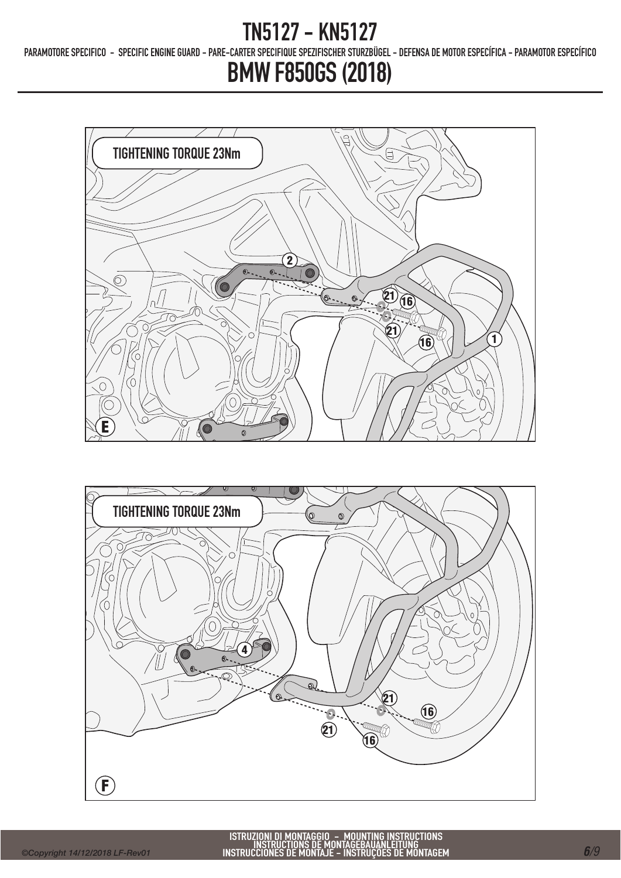# TN5127 - KN5127

PARAMOTORE SPECIFICO - SPECIFIC ENGINE GUARD - PARE-CARTER SPECIFIQUE SPEZIFISCHER STURZBÜGEL - DEFENSA DE MOTOR ESPECÍFICA - PARAMOTOR ESPECÍFICO

# BMW F850GS (2018)

TIGHTENING TORQUE 23Nm

2

21 16

21

16

1

E

TIGHTENING TORQUE 23Nm

4

21

16

21

16

F

ISTRUZIONI DI MONTAGGIO - MOUNTING INSTRUCTIONS
INSTRUCTIONS DE MONTAGEBAUANLEITUNG
INSTRUCCIONES DE MONTAJE - INSTRUÇÕES DE MONTAGEM

©Copyright 14/12/2018 LF-Rev01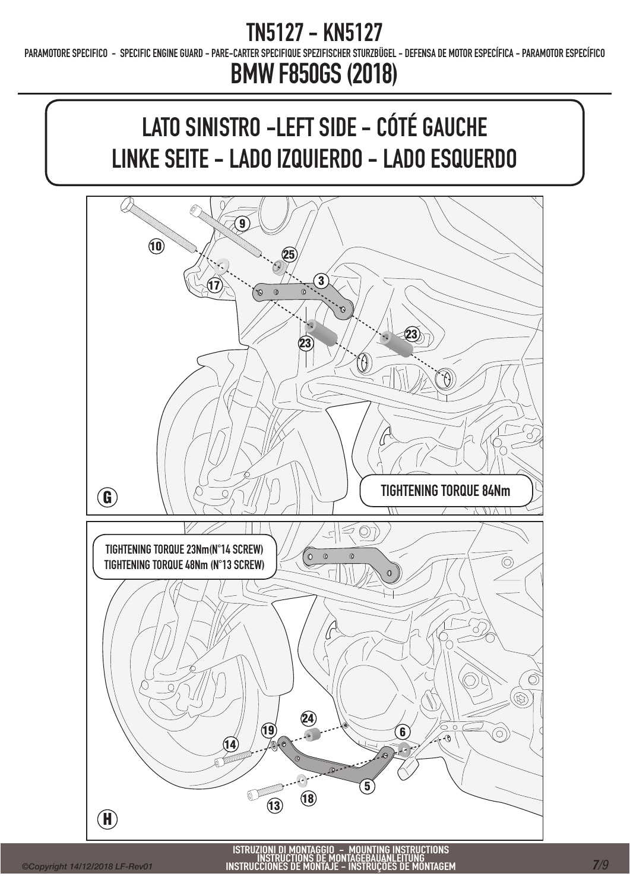# TN5127 - KN5127

PARAMOTORE SPECIFICO - SPECIFIC ENGINE GUARD - PARE-CARTER SPECIFIQUE SPEZIFISCHER STURZBÜGEL - DEFENSA DE MOTOR ESPECÍFICA - PARAMOTOR ESPECÍFICO

# BMW F850GS (2018)

## LATO SINISTRO -LEFT SIDE - CÓTÉ GAUCHE
## LINKE SEITE - LADO IZQUIERDO - LADO ESQUERDO

10 9 25 17 3 23 23

G

TIGHTENING TORQUE 84Nm

TIGHTENING TORQUE 23Nm(N°14 SCREW)
TIGHTENING TORQUE 48Nm (N°13 SCREW)

24 19 6 14 5 18 13

H

ISTRUZIONI DI MONTAGGIO - MOUNTING INSTRUCTIONS
INSTRUCTIONS DE MONTAGEBAUANLEITUNG
INSTRUCCIONES DE MONTAJE - INSTRUÇÕES DE MONTAGEM

©Copyright 14/12/2018 LF-Rev01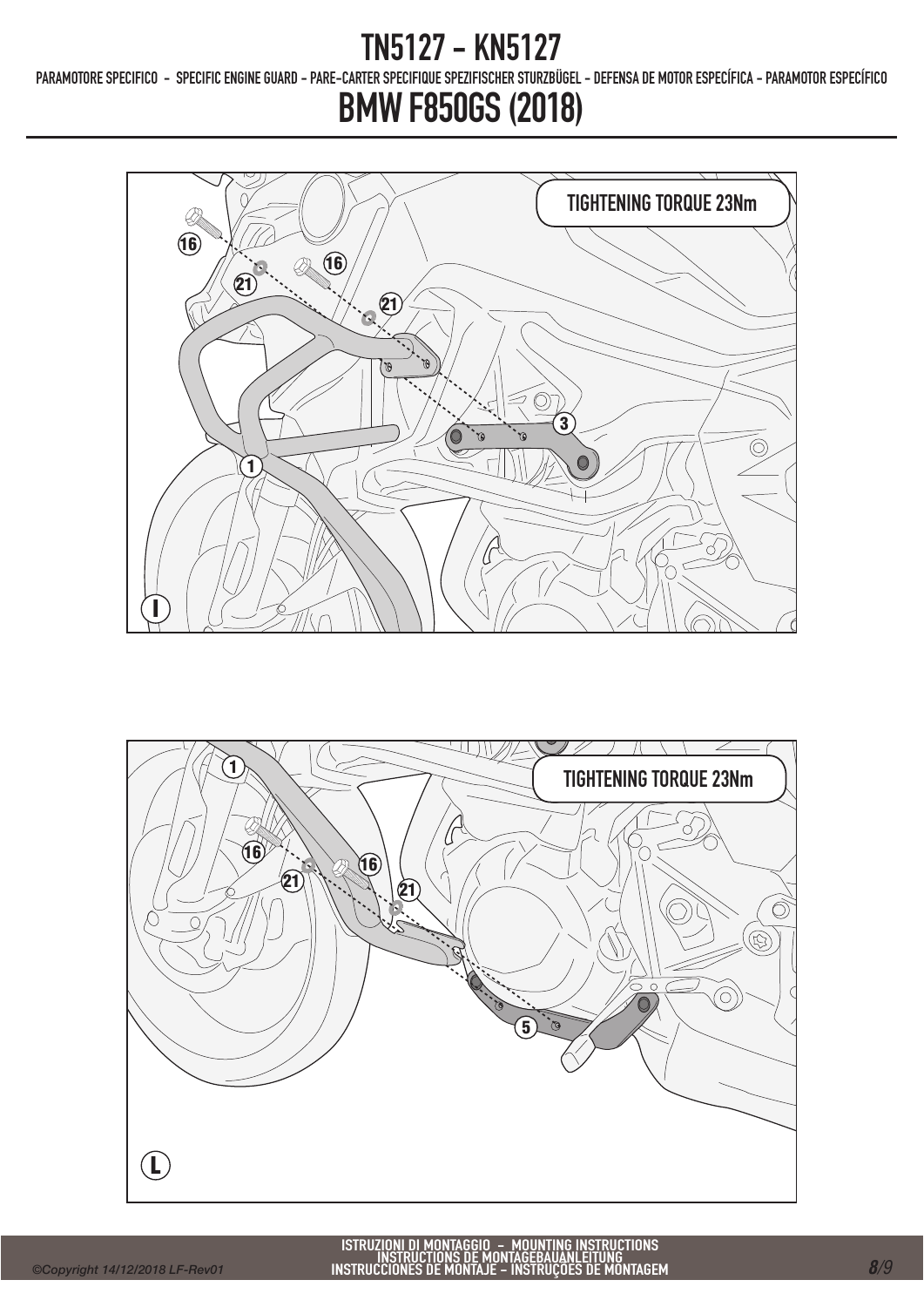# TN5127 - KN5127

PARAMOTORE SPECIFICO - SPECIFIC ENGINE GUARD - PARE-CARTER SPECIFIQUE SPEZIFISCHER STURZBÜGEL - DEFENSA DE MOTOR ESPECÍFICA - PARAMOTOR ESPECÍFICO

# BMW F850GS (2018)

TIGHTENING TORQUE 23Nm

16 21 16 21 3 1

I

TIGHTENING TORQUE 23Nm

1 16 21 16 21 5

L

ISTRUZIONI DI MONTAGGIO - MOUNTING INSTRUCTIONS
INSTRUCTIONS DE MONTAGEBAUANLEITUNG
INSTRUCCIONES DE MONTAJE - INSTRUÇÕES DE MONTAGEM

©Copyright 14/12/2018 LF-Rev01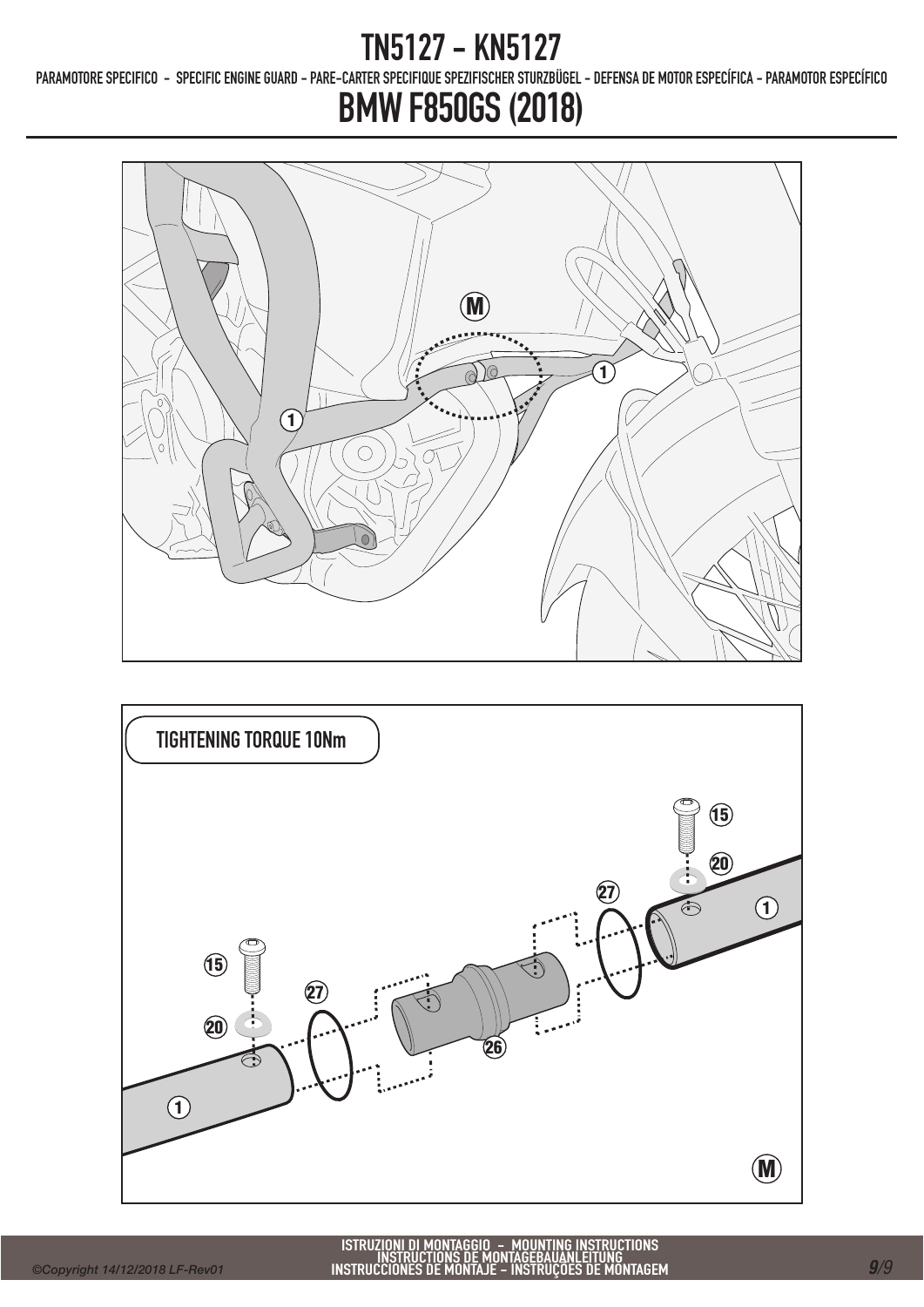# TN5127 - KN5127

PARAMOTORE SPECIFICO - SPECIFIC ENGINE GUARD - PARE-CARTER SPECIFIQUE SPEZIFISCHER STURZBÜGEL - DEFENSA DE MOTOR ESPECÍFICA - PARAMOTOR ESPECÍFICO

# BMW F850GS (2018)

M

1

1

TIGHTENING TORQUE 10Nm

15

20

27

1

15

27

20

26

1

M

ISTRUZIONI DI MONTAGGIO - MOUNTING INSTRUCTIONS
INSTRUCTIONS DE MONTAGEBAUANLEITUNG
INSTRUCCIONES DE MONTAJE - INSTRUÇÕES DE MONTAGEM

©Copyright 14/12/2018 LF-Rev01